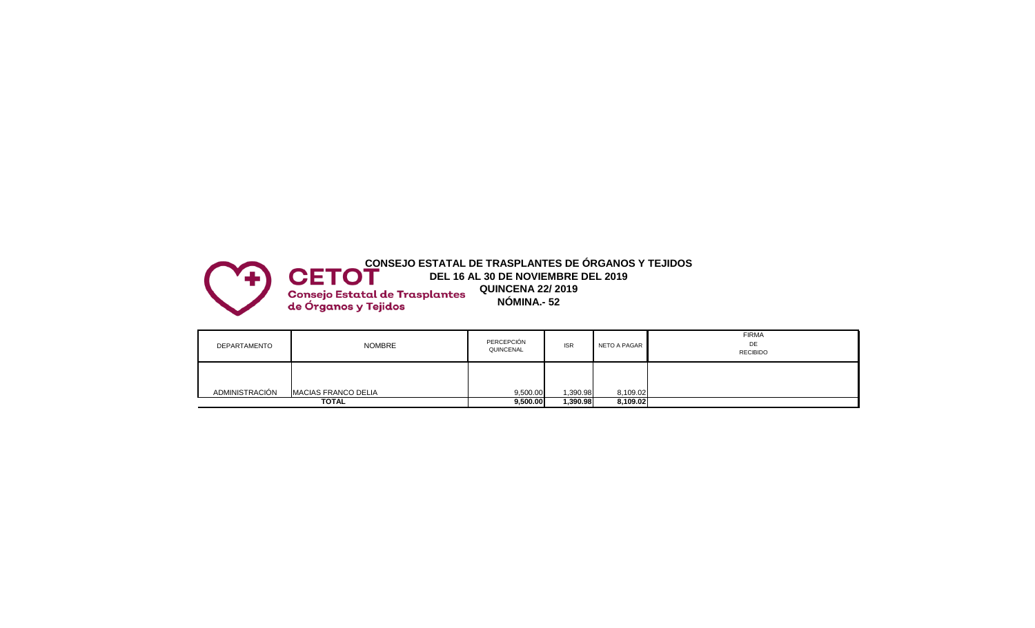CETOT
Consejo Estatal de Trasplantes de Órganos y Tejidos

**CONSEJO ESTATAL DE TRASPLANTES DE ÓRGANOS Y TEJIDOS**
**DEL 16 AL 30 DE NOVIEMBRE DEL 2019**
**QUINCENA 22/ 2019**
**NÓMINA.- 52**

| DEPARTAMENTO | NOMBRE | PERCEPCIÓN QUINCENAL | ISR | NETO A PAGAR | FIRMA DE RECIBIDO |
|---|---|---|---|---|---|
| ADMINISTRACIÓN | MACIAS FRANCO DELIA | 9,500.00 | 1,390.98 | 8,109.02 | |
| **TOTAL** | | **9,500.00** | **1,390.98** | **8,109.02** | |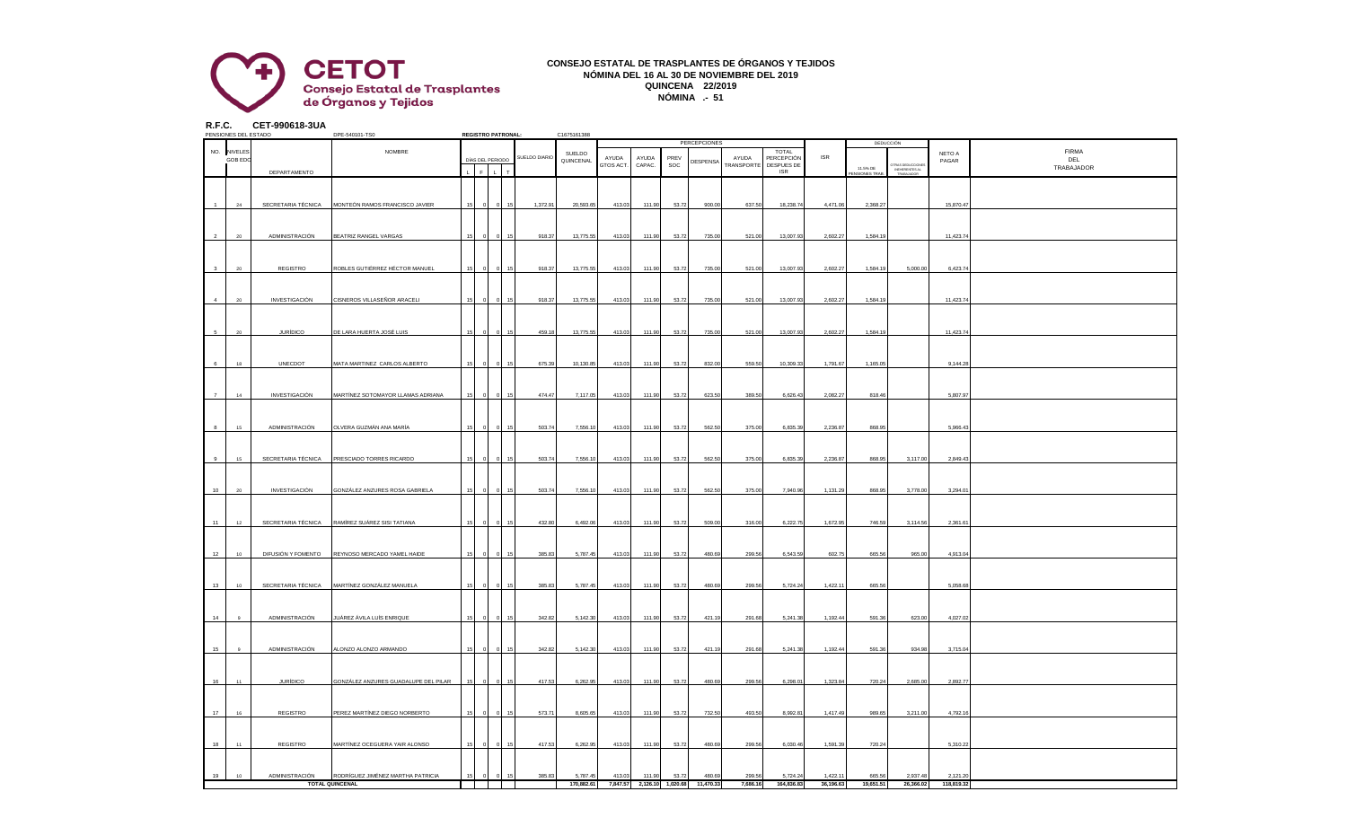**CETOT**
**Consejo Estatal de Trasplantes de Órganos y Tejidos**

# CONSEJO ESTATAL DE TRASPLANTES DE ÓRGANOS Y TEJIDOS

## NÓMINA DEL 16 AL 30 DE NOVIEMBRE DEL 2019

## QUINCENA 22/2019

## NÓMINA .- 51

**R.F.C. CET-990618-3UA**

PENSIONES DEL ESTADO DPE-540101-TS0 **REGISTRO PATRONAL:** C1675161388

| NO. | NIVELES GOB EDO | DEPARTAMENTO | NOMBRE | DÍAS DEL PERIODO L | F | L | T | SUELDO DIARIO | SUELDO QUINCENAL | PERCEPCIONES AYUDA GTOS ACT. | AYUDA CAPAC. | PREV SOC | DESPENSA | AYUDA TRANSPORTE | TOTAL PERCEPCIÓN DESPUES DE ISR | ISR | DEDUCCIÓN 11.5% DE PENSIONES TRAB. | OTRAS DEDUCCIONES INHERENTES AL TRABAJADOR | NETO A PAGAR | FIRMA DEL TRABAJADOR |
|---|---|---|---|---|---|---|---|---|---|---|---|---|---|---|---|---|---|---|---|---|
| 1 | 24 | SECRETARIA TÉCNICA | MONTEÓN RAMOS FRANCISCO JAVIER | 15 | 0 | 0 | 15 | 1,372.91 | 20,593.65 | 413.03 | 111.90 | 53.72 | 900.00 | 637.50 | 18,238.74 | 4,471.06 | 2,368.27 | | 15,870.47 | |
| 2 | 20 | ADMINISTRACIÓN | BEATRIZ RANGEL VARGAS | 15 | 0 | 0 | 15 | 918.37 | 13,775.55 | 413.03 | 111.90 | 53.72 | 735.00 | 521.00 | 13,007.93 | 2,602.27 | 1,584.19 | | 11,423.74 | |
| 3 | 20 | REGISTRO | ROBLES GUTIÉRREZ HÉCTOR MANUEL | 15 | 0 | 0 | 15 | 918.37 | 13,775.55 | 413.03 | 111.90 | 53.72 | 735.00 | 521.00 | 13,007.93 | 2,602.27 | 1,584.19 | 5,000.00 | 6,423.74 | |
| 4 | 20 | INVESTIGACIÓN | CISNEROS VILLASEÑOR ARACELI | 15 | 0 | 0 | 15 | 918.37 | 13,775.55 | 413.03 | 111.90 | 53.72 | 735.00 | 521.00 | 13,007.93 | 2,602.27 | 1,584.19 | | 11,423.74 | |
| 5 | 20 | JURÍDICO | DE LARA HUERTA JOSÉ LUIS | 15 | 0 | 0 | 15 | 459.18 | 13,775.55 | 413.03 | 111.90 | 53.72 | 735.00 | 521.00 | 13,007.93 | 2,602.27 | 1,584.19 | | 11,423.74 | |
| 6 | 18 | UNECDOT | MATA MARTÍNEZ CARLOS ALBERTO | 15 | 0 | 0 | 15 | 675.39 | 10,130.85 | 413.03 | 111.90 | 53.72 | 832.00 | 559.50 | 10,309.33 | 1,791.67 | 1,165.05 | | 9,144.28 | |
| 7 | 14 | INVESTIGACIÓN | MARTÍNEZ SOTOMAYOR LLAMAS ADRIANA | 15 | 0 | 0 | 15 | 474.47 | 7,117.05 | 413.03 | 111.90 | 53.72 | 623.50 | 389.50 | 6,626.43 | 2,082.27 | 818.46 | | 5,807.97 | |
| 8 | 15 | ADMINISTRACIÓN | OLVERA GUZMÁN ANA MARÍA | 15 | 0 | 0 | 15 | 503.74 | 7,556.10 | 413.03 | 111.90 | 53.72 | 562.50 | 375.00 | 6,835.39 | 2,236.87 | 868.95 | | 5,966.43 | |
| 9 | 15 | SECRETARIA TÉCNICA | PRESCIADO TORRES RICARDO | 15 | 0 | 0 | 15 | 503.74 | 7,556.10 | 413.03 | 111.90 | 53.72 | 562.50 | 375.00 | 6,835.39 | 2,236.87 | 868.95 | 3,117.00 | 2,849.43 | |
| 10 | 20 | INVESTIGACIÓN | GONZÁLEZ ANZURES ROSA GABRIELA | 15 | 0 | 0 | 15 | 503.74 | 7,556.10 | 413.03 | 111.90 | 53.72 | 562.50 | 375.00 | 7,940.96 | 1,131.29 | 868.95 | 3,778.00 | 3,294.01 | |
| 11 | 12 | SECRETARIA TÉCNICA | RAMÍREZ SUÁREZ SISI TATIANA | 15 | 0 | 0 | 15 | 432.80 | 6,492.06 | 413.03 | 111.90 | 53.72 | 509.00 | 316.00 | 6,222.75 | 1,672.95 | 746.59 | 3,114.56 | 2,361.61 | |
| 12 | 10 | DIFUSIÓN Y FOMENTO | REYNOSO MERCADO YAMEL HAIDE | 15 | 0 | 0 | 15 | 385.83 | 5,787.45 | 413.03 | 111.90 | 53.72 | 480.69 | 299.56 | 6,543.59 | 602.75 | 665.56 | 965.00 | 4,913.04 | |
| 13 | 10 | SECRETARIA TÉCNICA | MARTÍNEZ GONZÁLEZ MANUELA | 15 | 0 | 0 | 15 | 385.83 | 5,787.45 | 413.03 | 111.90 | 53.72 | 480.69 | 299.56 | 5,724.24 | 1,422.11 | 665.56 | | 5,058.68 | |
| 14 | 9 | ADMINISTRACIÓN | JUÁREZ ÁVILA LUÍS ENRIQUE | 15 | 0 | 0 | 15 | 342.82 | 5,142.30 | 413.03 | 111.90 | 53.72 | 421.19 | 291.68 | 5,241.38 | 1,192.44 | 591.36 | 623.00 | 4,027.02 | |
| 15 | 9 | ADMINISTRACIÓN | ALONZO ALONZO ARMANDO | 15 | 0 | 0 | 15 | 342.82 | 5,142.30 | 413.03 | 111.90 | 53.72 | 421.19 | 291.68 | 5,241.38 | 1,192.44 | 591.36 | 934.98 | 3,715.04 | |
| 16 | 11 | JURÍDICO | GONZÁLEZ ANZURES GUADALUPE DEL PILAR | 15 | 0 | 0 | 15 | 417.53 | 6,262.95 | 413.03 | 111.90 | 53.72 | 480.69 | 299.56 | 6,298.01 | 1,323.84 | 720.24 | 2,685.00 | 2,892.77 | |
| 17 | 16 | REGISTRO | PEREZ MARTÍNEZ DIEGO NORBERTO | 15 | 0 | 0 | 15 | 573.71 | 8,605.65 | 413.03 | 111.90 | 53.72 | 732.50 | 493.50 | 8,992.81 | 1,417.49 | 989.65 | 3,211.00 | 4,792.16 | |
| 18 | 11 | REGISTRO | MARTÍNEZ OCEGUERA YAIR ALONSO | 15 | 0 | 0 | 15 | 417.53 | 6,262.95 | 413.03 | 111.90 | 53.72 | 480.69 | 299.56 | 6,030.46 | 1,591.39 | 720.24 | | 5,310.22 | |
| 19 | 10 | ADMINISTRACIÓN | RODRÍGUEZ JIMÉNEZ MARTHA PATRICIA | 15 | 0 | 0 | 15 | 385.83 | 5,787.45 | 413.03 | 111.90 | 53.72 | 480.69 | 299.56 | 5,724.24 | 1,422.11 | 665.56 | 2,937.48 | 2,121.20 | |
| | | TOTAL QUINCENAL | | | | | | | 170,882.61 | 7,847.57 | 2,126.10 | 1,020.68 | 11,470.33 | 7,686.16 | 164,836.83 | 36,196.63 | 19,651.51 | 26,366.02 | 118,819.32 | |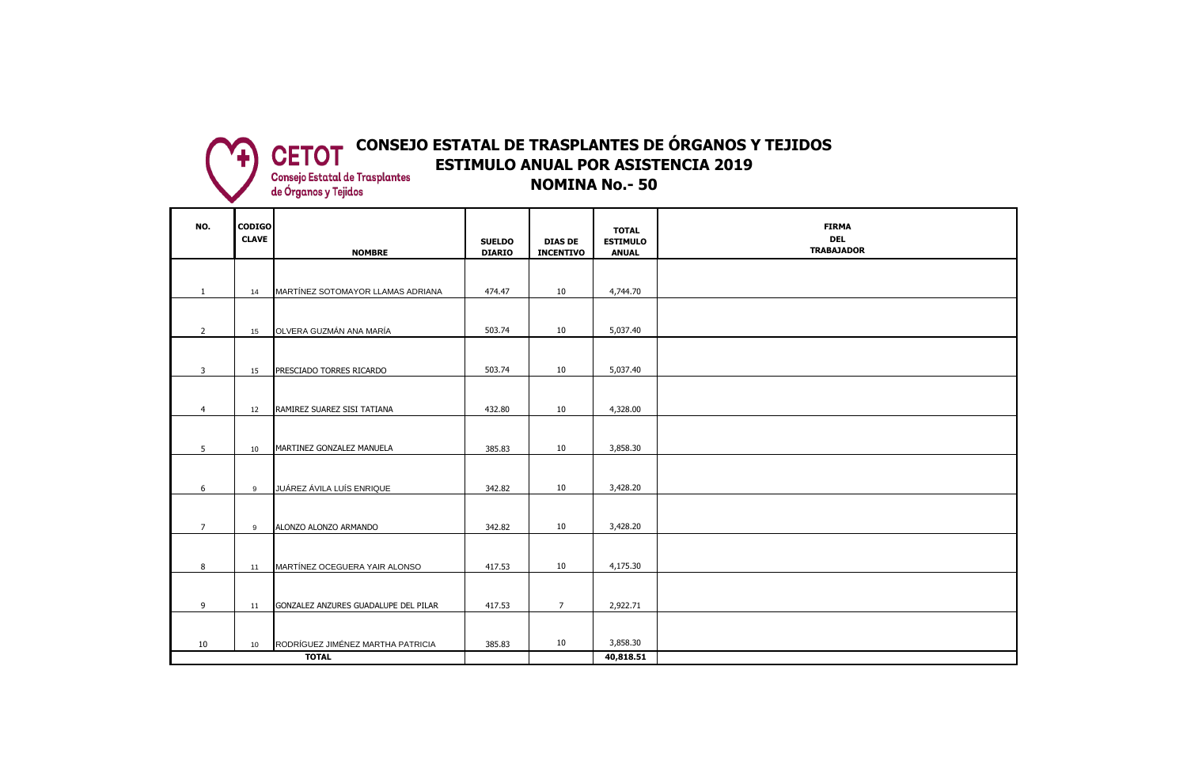# CONSEJO ESTATAL DE TRASPLANTES DE ÓRGANOS Y TEJIDOS

## ESTIMULO ANUAL POR ASISTENCIA 2019

## NOMINA No.- 50

CETOT
Consejo Estatal de Trasplantes de Órganos y Tejidos

| NO. | CODIGO CLAVE | NOMBRE | SUELDO DIARIO | DIAS DE INCENTIVO | TOTAL ESTIMULO ANUAL | FIRMA DEL TRABAJADOR |
|---|---|---|---|---|---|---|
| 1 | 14 | MARTÍNEZ SOTOMAYOR LLAMAS ADRIANA | 474.47 | 10 | 4,744.70 | |
| 2 | 15 | OLVERA GUZMÁN ANA MARÍA | 503.74 | 10 | 5,037.40 | |
| 3 | 15 | PRESCIADO TORRES RICARDO | 503.74 | 10 | 5,037.40 | |
| 4 | 12 | RAMIREZ SUAREZ SISI TATIANA | 432.80 | 10 | 4,328.00 | |
| 5 | 10 | MARTINEZ GONZALEZ MANUELA | 385.83 | 10 | 3,858.30 | |
| 6 | 9 | JUÁREZ ÁVILA LUÍS ENRIQUE | 342.82 | 10 | 3,428.20 | |
| 7 | 9 | ALONZO ALONZO ARMANDO | 342.82 | 10 | 3,428.20 | |
| 8 | 11 | MARTÍNEZ OCEGUERA YAIR ALONSO | 417.53 | 10 | 4,175.30 | |
| 9 | 11 | GONZALEZ ANZURES GUADALUPE DEL PILAR | 417.53 | 7 | 2,922.71 | |
| 10 | 10 | RODRÍGUEZ JIMÉNEZ MARTHA PATRICIA | 385.83 | 10 | 3,858.30 | |
| | | TOTAL | | | 40,818.51 | |